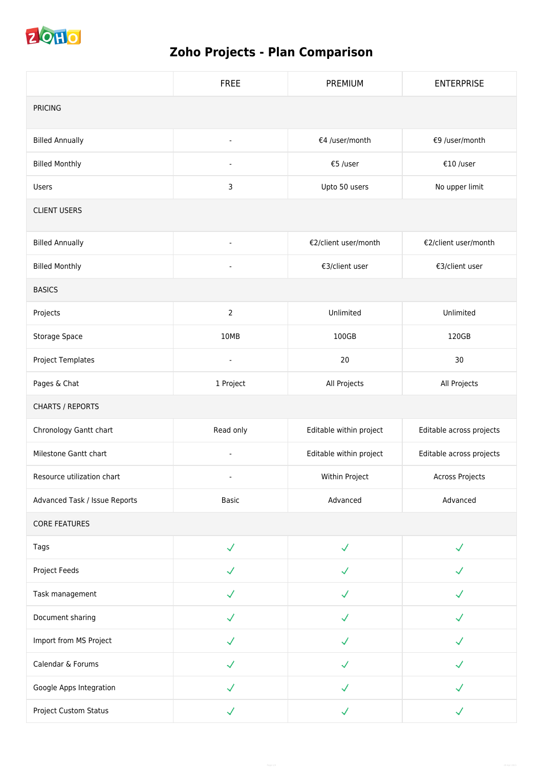# Zoho Projects - Plan Comparison

| | FREE | PREMIUM | ENTERPRISE |
|---|---|---|---|
| PRICING | | | |
| Billed Annually | - | €4 /user/month | €9 /user/month |
| Billed Monthly | - | €5 /user | €10 /user |
| Users | 3 | Upto 50 users | No upper limit |
| CLIENT USERS | | | |
| Billed Annually | - | €2/client user/month | €2/client user/month |
| Billed Monthly | - | €3/client user | €3/client user |
| BASICS | | | |
| Projects | 2 | Unlimited | Unlimited |
| Storage Space | 10MB | 100GB | 120GB |
| Project Templates | - | 20 | 30 |
| Pages & Chat | 1 Project | All Projects | All Projects |
| CHARTS / REPORTS | | | |
| Chronology Gantt chart | Read only | Editable within project | Editable across projects |
| Milestone Gantt chart | - | Editable within project | Editable across projects |
| Resource utilization chart | - | Within Project | Across Projects |
| Advanced Task / Issue Reports | Basic | Advanced | Advanced |
| CORE FEATURES | | | |
| Tags | ✓ | ✓ | ✓ |
| Project Feeds | ✓ | ✓ | ✓ |
| Task management | ✓ | ✓ | ✓ |
| Document sharing | ✓ | ✓ | ✓ |
| Import from MS Project | ✓ | ✓ | ✓ |
| Calendar & Forums | ✓ | ✓ | ✓ |
| Google Apps Integration | ✓ | ✓ | ✓ |
| Project Custom Status | ✓ | ✓ | ✓ |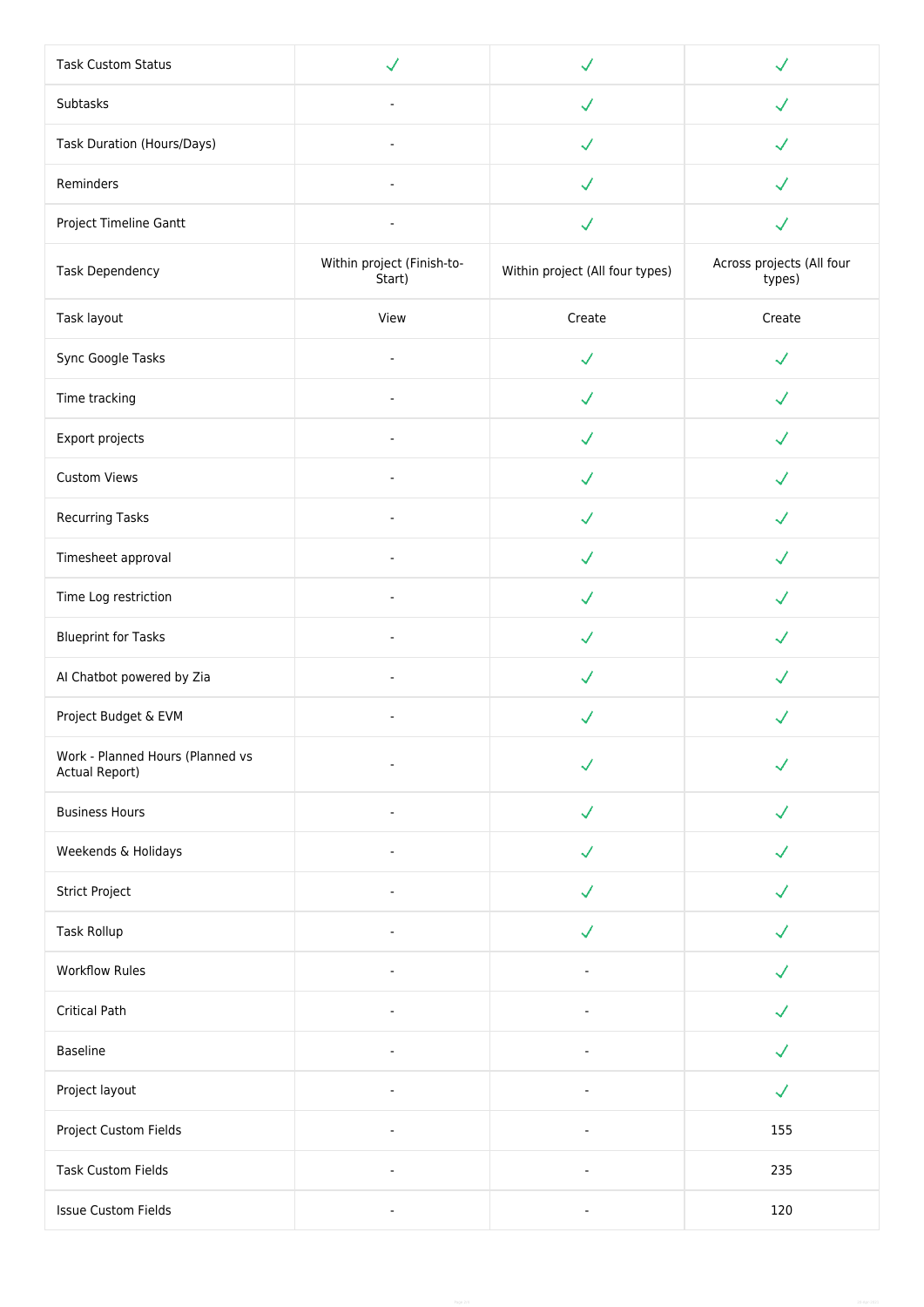| | | | |
|---|---|---|---|
| Task Custom Status | ✓ | ✓ | ✓ |
| Subtasks | - | ✓ | ✓ |
| Task Duration (Hours/Days) | - | ✓ | ✓ |
| Reminders | - | ✓ | ✓ |
| Project Timeline Gantt | - | ✓ | ✓ |
| Task Dependency | Within project (Finish-to-Start) | Within project (All four types) | Across projects (All four types) |
| Task layout | View | Create | Create |
| Sync Google Tasks | - | ✓ | ✓ |
| Time tracking | - | ✓ | ✓ |
| Export projects | - | ✓ | ✓ |
| Custom Views | - | ✓ | ✓ |
| Recurring Tasks | - | ✓ | ✓ |
| Timesheet approval | - | ✓ | ✓ |
| Time Log restriction | - | ✓ | ✓ |
| Blueprint for Tasks | - | ✓ | ✓ |
| AI Chatbot powered by Zia | - | ✓ | ✓ |
| Project Budget & EVM | - | ✓ | ✓ |
| Work - Planned Hours (Planned vs Actual Report) | - | ✓ | ✓ |
| Business Hours | - | ✓ | ✓ |
| Weekends & Holidays | - | ✓ | ✓ |
| Strict Project | - | ✓ | ✓ |
| Task Rollup | - | ✓ | ✓ |
| Workflow Rules | - | - | ✓ |
| Critical Path | - | - | ✓ |
| Baseline | - | - | ✓ |
| Project layout | - | - | ✓ |
| Project Custom Fields | - | - | 155 |
| Task Custom Fields | - | - | 235 |
| Issue Custom Fields | - | - | 120 |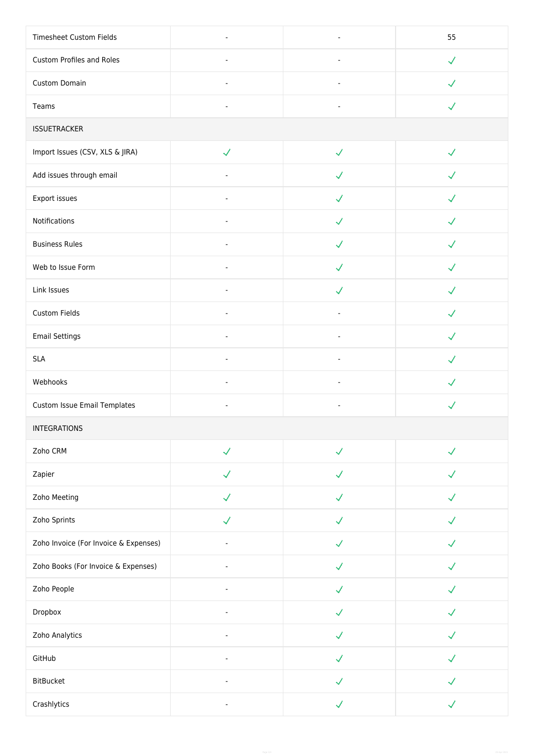| | | | |
|---|---|---|---|
| Timesheet Custom Fields | - | - | 55 |
| Custom Profiles and Roles | - | - | ✓ |
| Custom Domain | - | - | ✓ |
| Teams | - | - | ✓ |
| ISSUETRACKER | | | |
| Import Issues (CSV, XLS & JIRA) | ✓ | ✓ | ✓ |
| Add issues through email | - | ✓ | ✓ |
| Export issues | - | ✓ | ✓ |
| Notifications | - | ✓ | ✓ |
| Business Rules | - | ✓ | ✓ |
| Web to Issue Form | - | ✓ | ✓ |
| Link Issues | - | ✓ | ✓ |
| Custom Fields | - | - | ✓ |
| Email Settings | - | - | ✓ |
| SLA | - | - | ✓ |
| Webhooks | - | - | ✓ |
| Custom Issue Email Templates | - | - | ✓ |
| INTEGRATIONS | | | |
| Zoho CRM | ✓ | ✓ | ✓ |
| Zapier | ✓ | ✓ | ✓ |
| Zoho Meeting | ✓ | ✓ | ✓ |
| Zoho Sprints | ✓ | ✓ | ✓ |
| Zoho Invoice (For Invoice & Expenses) | - | ✓ | ✓ |
| Zoho Books (For Invoice & Expenses) | - | ✓ | ✓ |
| Zoho People | - | ✓ | ✓ |
| Dropbox | - | ✓ | ✓ |
| Zoho Analytics | - | ✓ | ✓ |
| GitHub | - | ✓ | ✓ |
| BitBucket | - | ✓ | ✓ |
| Crashlytics | - | ✓ | ✓ |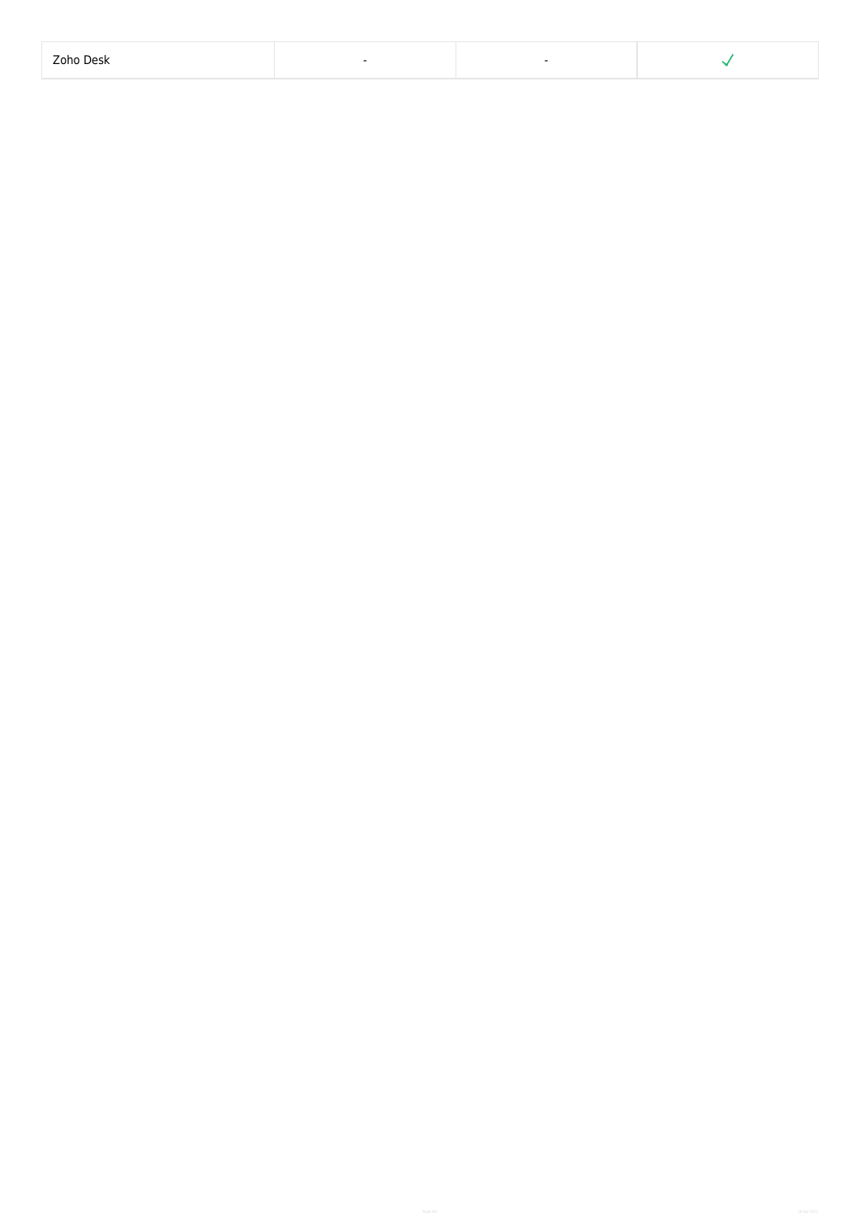| | | | |
|---|---|---|---|
| Zoho Desk | - | - | ✓ |